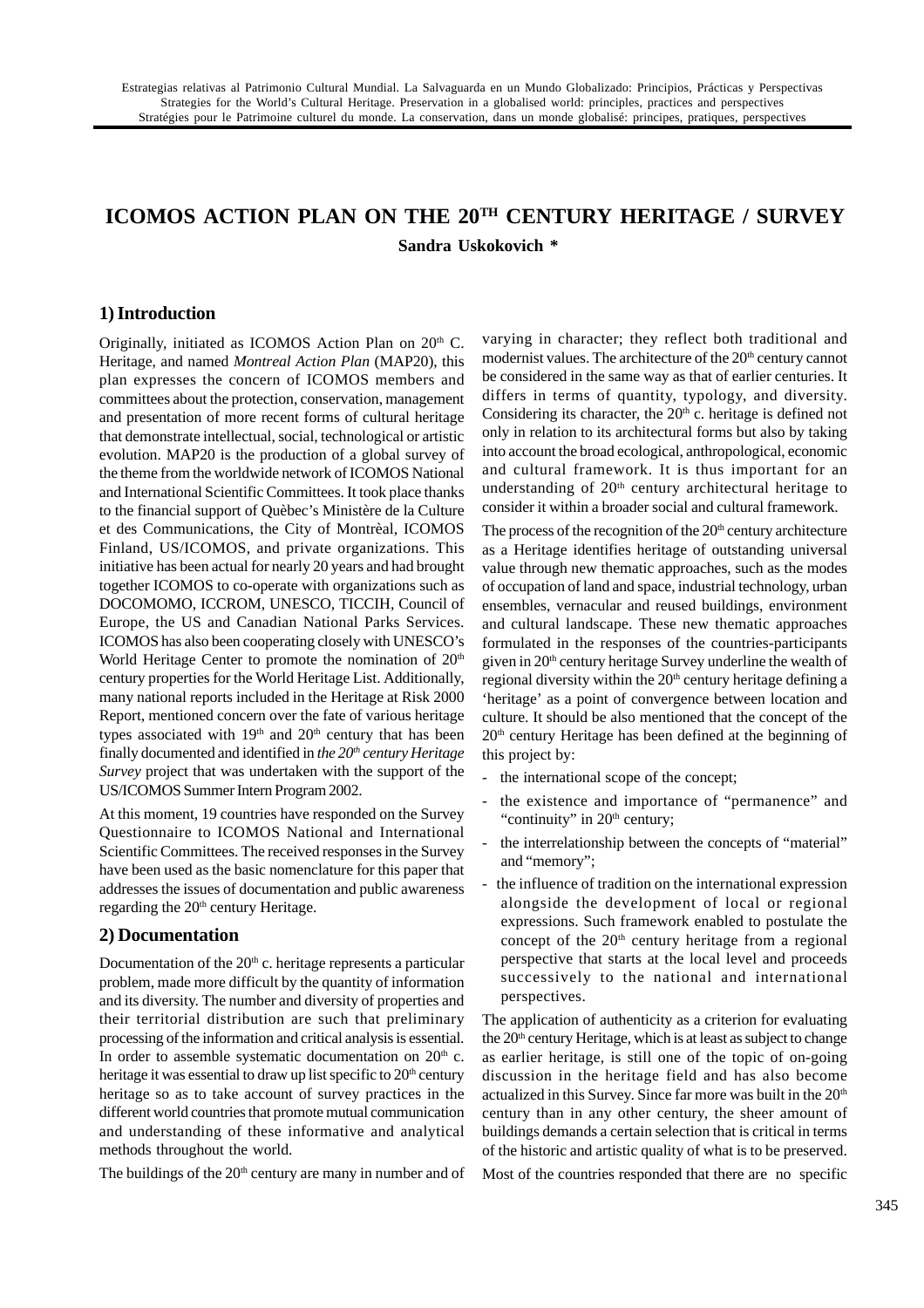# ICOMOS ACTION PLAN ON THE 20TH CENTURY HERITAGE / SURVEY

**Sandra Uskokovich \***

## 1) Introduction

Originally, initiated as ICOMOS Action Plan on 20th C. Heritage, and named *Montreal Action Plan* (MAP20), this plan expresses the concern of ICOMOS members and committees about the protection, conservation, management and presentation of more recent forms of cultural heritage that demonstrate intellectual, social, technological or artistic evolution. MAP20 is the production of a global survey of the theme from the worldwide network of ICOMOS National and International Scientific Committees. It took place thanks to the financial support of Quèbec's Ministère de la Culture et des Communications, the City of Montrèal, ICOMOS Finland, US/ICOMOS, and private organizations. This initiative has been actual for nearly 20 years and had brought together ICOMOS to co-operate with organizations such as DOCOMOMO, ICCROM, UNESCO, TICCIH, Council of Europe, the US and Canadian National Parks Services. ICOMOS has also been cooperating closely with UNESCO's World Heritage Center to promote the nomination of 20th century properties for the World Heritage List. Additionally, many national reports included in the Heritage at Risk 2000 Report, mentioned concern over the fate of various heritage types associated with 19th and 20th century that has been finally documented and identified in *the 20th century Heritage Survey* project that was undertaken with the support of the US/ICOMOS Summer Intern Program 2002.

At this moment, 19 countries have responded on the Survey Questionnaire to ICOMOS National and International Scientific Committees. The received responses in the Survey have been used as the basic nomenclature for this paper that addresses the issues of documentation and public awareness regarding the 20th century Heritage.

## 2) Documentation

Documentation of the 20th c. heritage represents a particular problem, made more difficult by the quantity of information and its diversity. The number and diversity of properties and their territorial distribution are such that preliminary processing of the information and critical analysis is essential. In order to assemble systematic documentation on 20th c. heritage it was essential to draw up list specific to 20th century heritage so as to take account of survey practices in the different world countries that promote mutual communication and understanding of these informative and analytical methods throughout the world.

The buildings of the 20th century are many in number and of varying in character; they reflect both traditional and modernist values. The architecture of the 20th century cannot be considered in the same way as that of earlier centuries. It differs in terms of quantity, typology, and diversity. Considering its character, the 20th c. heritage is defined not only in relation to its architectural forms but also by taking into account the broad ecological, anthropological, economic and cultural framework. It is thus important for an understanding of 20th century architectural heritage to consider it within a broader social and cultural framework.

The process of the recognition of the 20th century architecture as a Heritage identifies heritage of outstanding universal value through new thematic approaches, such as the modes of occupation of land and space, industrial technology, urban ensembles, vernacular and reused buildings, environment and cultural landscape. These new thematic approaches formulated in the responses of the countries-participants given in 20th century heritage Survey underline the wealth of regional diversity within the 20th century heritage defining a 'heritage' as a point of convergence between location and culture. It should be also mentioned that the concept of the 20th century Heritage has been defined at the beginning of this project by:

- the international scope of the concept;
- the existence and importance of "permanence" and "continuity" in 20th century;
- the interrelationship between the concepts of "material" and "memory";
- the influence of tradition on the international expression alongside the development of local or regional expressions. Such framework enabled to postulate the concept of the 20th century heritage from a regional perspective that starts at the local level and proceeds successively to the national and international perspectives.

The application of authenticity as a criterion for evaluating the 20th century Heritage, which is at least as subject to change as earlier heritage, is still one of the topic of on-going discussion in the heritage field and has also become actualized in this Survey. Since far more was built in the 20th century than in any other century, the sheer amount of buildings demands a certain selection that is critical in terms of the historic and artistic quality of what is to be preserved.

Most of the countries responded that there are no specific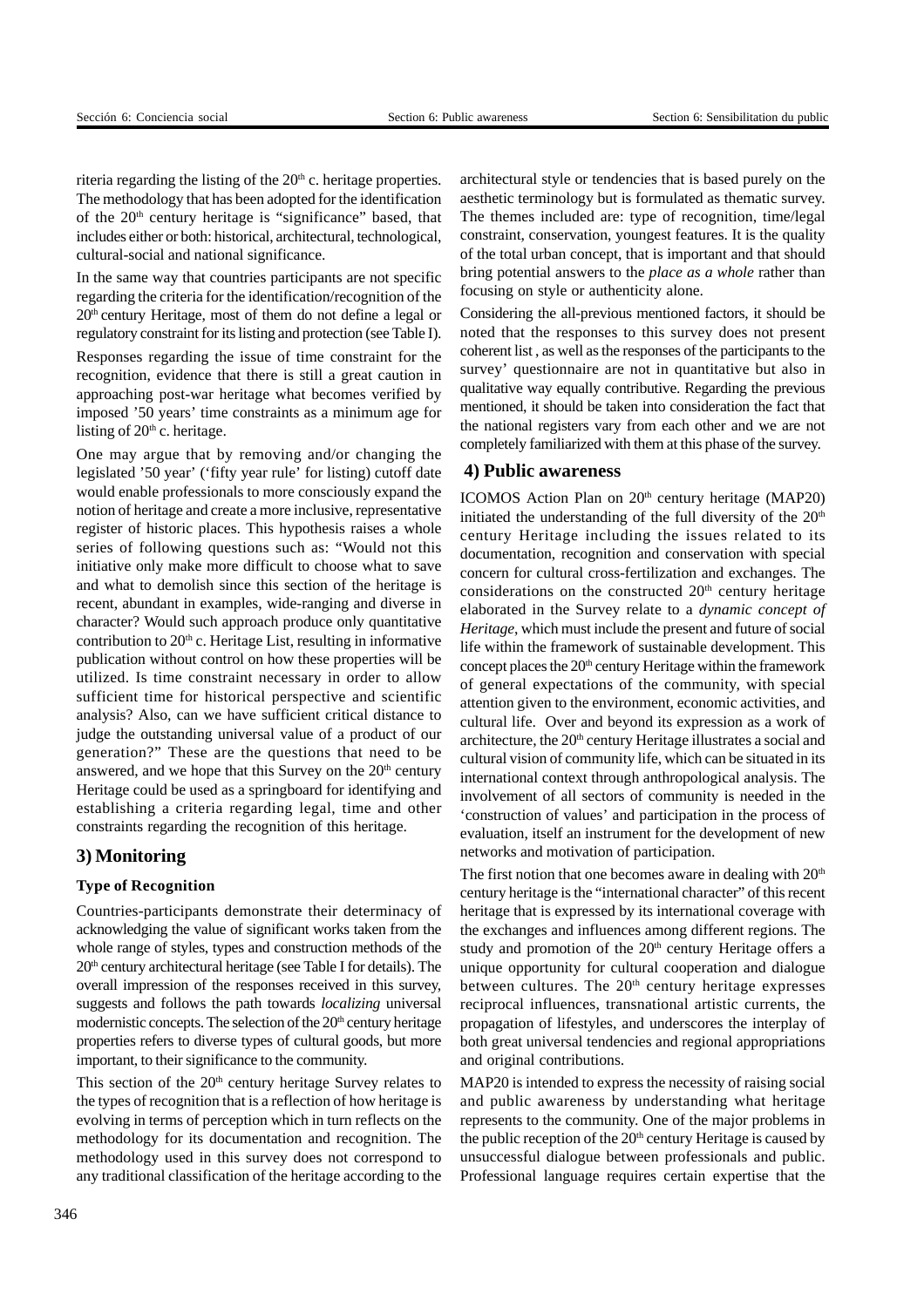riteria regarding the listing of the 20th c. heritage properties. The methodology that has been adopted for the identification of the 20th century heritage is "significance" based, that includes either or both: historical, architectural, technological, cultural-social and national significance.

In the same way that countries participants are not specific regarding the criteria for the identification/recognition of the 20th century Heritage, most of them do not define a legal or regulatory constraint for its listing and protection (see Table I).

Responses regarding the issue of time constraint for the recognition, evidence that there is still a great caution in approaching post-war heritage what becomes verified by imposed '50 years' time constraints as a minimum age for listing of 20th c. heritage.

One may argue that by removing and/or changing the legislated '50 year' ('fifty year rule' for listing) cutoff date would enable professionals to more consciously expand the notion of heritage and create a more inclusive, representative register of historic places. This hypothesis raises a whole series of following questions such as: "Would not this initiative only make more difficult to choose what to save and what to demolish since this section of the heritage is recent, abundant in examples, wide-ranging and diverse in character? Would such approach produce only quantitative contribution to 20th c. Heritage List, resulting in informative publication without control on how these properties will be utilized. Is time constraint necessary in order to allow sufficient time for historical perspective and scientific analysis? Also, can we have sufficient critical distance to judge the outstanding universal value of a product of our generation?" These are the questions that need to be answered, and we hope that this Survey on the 20th century Heritage could be used as a springboard for identifying and establishing a criteria regarding legal, time and other constraints regarding the recognition of this heritage.

## 3) Monitoring

### Type of Recognition

Countries-participants demonstrate their determinacy of acknowledging the value of significant works taken from the whole range of styles, types and construction methods of the 20th century architectural heritage (see Table I for details). The overall impression of the responses received in this survey, suggests and follows the path towards *localizing* universal modernistic concepts. The selection of the 20th century heritage properties refers to diverse types of cultural goods, but more important, to their significance to the community.

This section of the 20th century heritage Survey relates to the types of recognition that is a reflection of how heritage is evolving in terms of perception which in turn reflects on the methodology for its documentation and recognition. The methodology used in this survey does not correspond to any traditional classification of the heritage according to the architectural style or tendencies that is based purely on the aesthetic terminology but is formulated as thematic survey. The themes included are: type of recognition, time/legal constraint, conservation, youngest features. It is the quality of the total urban concept, that is important and that should bring potential answers to the *place as a whole* rather than focusing on style or authenticity alone.

Considering the all-previous mentioned factors, it should be noted that the responses to this survey does not present coherent list , as well as the responses of the participants to the survey' questionnaire are not in quantitative but also in qualitative way equally contributive. Regarding the previous mentioned, it should be taken into consideration the fact that the national registers vary from each other and we are not completely familiarized with them at this phase of the survey.

## 4) Public awareness

ICOMOS Action Plan on 20th century heritage (MAP20) initiated the understanding of the full diversity of the 20th century Heritage including the issues related to its documentation, recognition and conservation with special concern for cultural cross-fertilization and exchanges. The considerations on the constructed 20th century heritage elaborated in the Survey relate to a *dynamic concept of Heritage*, which must include the present and future of social life within the framework of sustainable development. This concept places the 20th century Heritage within the framework of general expectations of the community, with special attention given to the environment, economic activities, and cultural life. Over and beyond its expression as a work of architecture, the 20th century Heritage illustrates a social and cultural vision of community life, which can be situated in its international context through anthropological analysis. The involvement of all sectors of community is needed in the 'construction of values' and participation in the process of evaluation, itself an instrument for the development of new networks and motivation of participation.

The first notion that one becomes aware in dealing with 20th century heritage is the "international character" of this recent heritage that is expressed by its international coverage with the exchanges and influences among different regions. The study and promotion of the 20th century Heritage offers a unique opportunity for cultural cooperation and dialogue between cultures. The 20th century heritage expresses reciprocal influences, transnational artistic currents, the propagation of lifestyles, and underscores the interplay of both great universal tendencies and regional appropriations and original contributions.

MAP20 is intended to express the necessity of raising social and public awareness by understanding what heritage represents to the community. One of the major problems in the public reception of the 20th century Heritage is caused by unsuccessful dialogue between professionals and public. Professional language requires certain expertise that the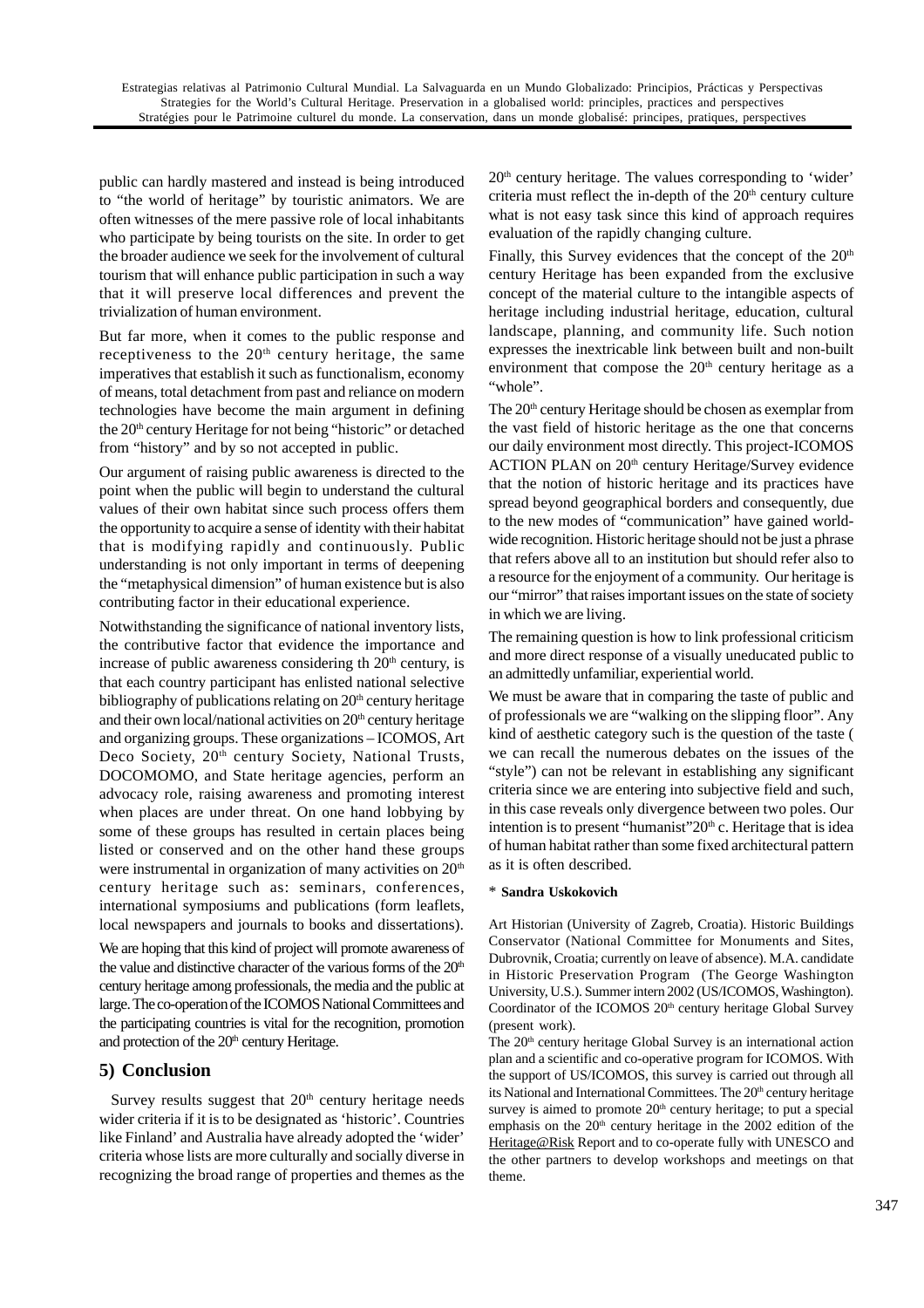public can hardly mastered and instead is being introduced to "the world of heritage" by touristic animators. We are often witnesses of the mere passive role of local inhabitants who participate by being tourists on the site. In order to get the broader audience we seek for the involvement of cultural tourism that will enhance public participation in such a way that it will preserve local differences and prevent the trivialization of human environment.

But far more, when it comes to the public response and receptiveness to the 20th century heritage, the same imperatives that establish it such as functionalism, economy of means, total detachment from past and reliance on modern technologies have become the main argument in defining the 20th century Heritage for not being "historic" or detached from "history" and by so not accepted in public.

Our argument of raising public awareness is directed to the point when the public will begin to understand the cultural values of their own habitat since such process offers them the opportunity to acquire a sense of identity with their habitat that is modifying rapidly and continuously. Public understanding is not only important in terms of deepening the "metaphysical dimension" of human existence but is also contributing factor in their educational experience.

Notwithstanding the significance of national inventory lists, the contributive factor that evidence the importance and increase of public awareness considering th 20th century, is that each country participant has enlisted national selective bibliography of publications relating on 20th century heritage and their own local/national activities on 20th century heritage and organizing groups. These organizations – ICOMOS, Art Deco Society, 20th century Society, National Trusts, DOCOMOMO, and State heritage agencies, perform an advocacy role, raising awareness and promoting interest when places are under threat. On one hand lobbying by some of these groups has resulted in certain places being listed or conserved and on the other hand these groups were instrumental in organization of many activities on 20th century heritage such as: seminars, conferences, international symposiums and publications (form leaflets, local newspapers and journals to books and dissertations).

We are hoping that this kind of project will promote awareness of the value and distinctive character of the various forms of the 20th century heritage among professionals, the media and the public at large. The co-operation of the ICOMOS National Committees and the participating countries is vital for the recognition, promotion and protection of the 20th century Heritage.

## 5) Conclusion

Survey results suggest that 20th century heritage needs wider criteria if it is to be designated as 'historic'. Countries like Finland' and Australia have already adopted the 'wider' criteria whose lists are more culturally and socially diverse in recognizing the broad range of properties and themes as the 20th century heritage. The values corresponding to 'wider' criteria must reflect the in-depth of the 20th century culture what is not easy task since this kind of approach requires evaluation of the rapidly changing culture.

Finally, this Survey evidences that the concept of the 20th century Heritage has been expanded from the exclusive concept of the material culture to the intangible aspects of heritage including industrial heritage, education, cultural landscape, planning, and community life. Such notion expresses the inextricable link between built and non-built environment that compose the 20th century heritage as a "whole".

The 20th century Heritage should be chosen as exemplar from the vast field of historic heritage as the one that concerns our daily environment most directly. This project-ICOMOS ACTION PLAN on 20th century Heritage/Survey evidence that the notion of historic heritage and its practices have spread beyond geographical borders and consequently, due to the new modes of "communication" have gained world-wide recognition. Historic heritage should not be just a phrase that refers above all to an institution but should refer also to a resource for the enjoyment of a community. Our heritage is our "mirror" that raises important issues on the state of society in which we are living.

The remaining question is how to link professional criticism and more direct response of a visually uneducated public to an admittedly unfamiliar, experiential world.

We must be aware that in comparing the taste of public and of professionals we are "walking on the slipping floor". Any kind of aesthetic category such is the question of the taste ( we can recall the numerous debates on the issues of the "style") can not be relevant in establishing any significant criteria since we are entering into subjective field and such, in this case reveals only divergence between two poles. Our intention is to present "humanist"20th c. Heritage that is idea of human habitat rather than some fixed architectural pattern as it is often described.

\* **Sandra Uskokovich**

Art Historian (University of Zagreb, Croatia). Historic Buildings Conservator (National Committee for Monuments and Sites, Dubrovnik, Croatia; currently on leave of absence). M.A. candidate in Historic Preservation Program (The George Washington University, U.S.). Summer intern 2002 (US/ICOMOS, Washington). Coordinator of the ICOMOS 20th century heritage Global Survey (present work).

The 20th century heritage Global Survey is an international action plan and a scientific and co-operative program for ICOMOS. With the support of US/ICOMOS, this survey is carried out through all its National and International Committees. The 20th century heritage survey is aimed to promote 20th century heritage; to put a special emphasis on the 20th century heritage in the 2002 edition of the Heritage@Risk Report and to co-operate fully with UNESCO and the other partners to develop workshops and meetings on that theme.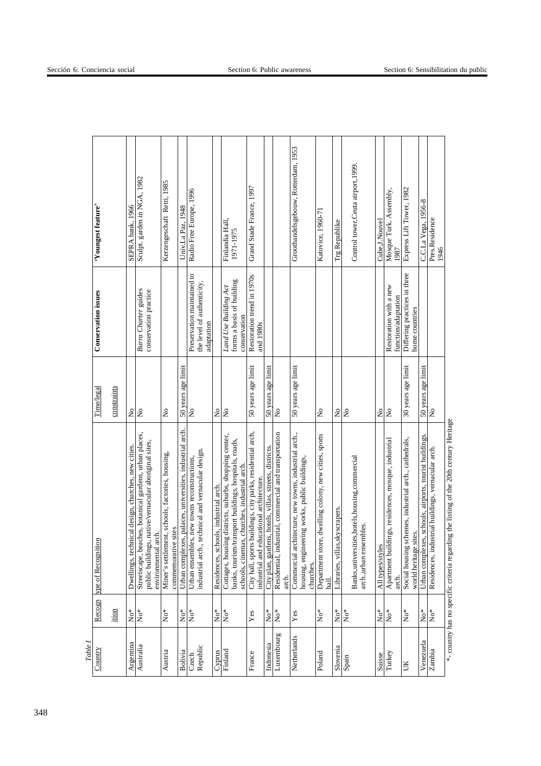*Table I*

| Country | Recognition | Type of Recognition | Time/legal constraints | Conservation issues | 'Youngest feature' |
|---|---|---|---|---|---|
| Argentina | No* | Dwellings, technical design, churches, new cities. | No | | SEPRA bank, 1966 |
| Australia | No* | Streetscape, beaches, botanical gardens, urban places, public buildings, native/vernacular aboriginal sites, environmental arch. | No | *Burra Charter* guides conservation practice | Sculpt. garden in NGA, 1982 |
| Austria | No* | Miner's settlement, schools, factories, housing, commemorative sites | No | | Kerzengeschaft Retti, 1985 |
| Bolivia | No* | Urban complexes, palaces, universities, industrial arch. | 50 years age limit | | Univ.La Paz, 1948 |
| Czech Republic | No* | Urban ensembles, new towns reconstructions, industrial arch., technical and vernacular design. | No | Preservation maintained to the level of authenticity, adaptation | Radio Free Europe, 1996 |
| Cyprus | No* | Residences, schools, industrial arch. | No | | |
| Finland | No* | Cottages, housing districts, suburbs, shopping center, banks, tourism/transport buildings, hospitals, roads, schools, cinemas, churches, industrial arch. | No | *Land Use Building Act* forms a basis of building conservation | Finlandia Hall, 1971-1975 |
| France | Yes | City hall, sports buildings, city parks, residential arch, industrial and educational architecture. | 50 years age limit | Restoration trend in 1970s and 1980s | Grand Stade France, 1997 |
| Indonesia | No* | City plan, gardens, hotels, villas, streets, districts. | 50 years age limit | | |
| Luxembourg | No* | Residential, industrial, commercial and transportation arch. | No | | |
| Netherlands | Yes | Commercial architecture, new towns, industrial arch., housing, engineering works, public buildings, churches. | 50 years age limit | | Groothandelsgebouw, Rotterdam, 1953 |
| Poland | No* | Department store, dwelling colony, new cities, sports hall. | No | | Katovice, 1960-71 |
| Slovenia | No* | Libraries, villas, skyscrapers. | No | | Trg Republike |
| Spain | No* | Banks, universities, hotels, housing, commercial arch., urban ensembles. | No | | Control tower, Ceuta airport, 1999. |
| Suisse | No* | All types/styles | No | | Cube, J.Nouvel |
| Turkey | No* | Apartment buildings, residences, mosque, industrial arch. | No | Restoration with a new function/adaptation | Mosque Turk. Assembly, 1987 |
| UK | No* | Social housing schemes, industrial arch., cathedrals, world heritage sites. | 30 years age limit | Differing practices in three home countries | Express Lift Tower, 1982 |
| Venezuela | No* | Urban complexes, schools, airports, tourist buildings. | 50 years age limit | | C.C.La Vega, 1956-8 |
| Zambia | No* | Residences, industrial buildings, vernacular arch. | No | | Pres.Residence 1946 |

*- country has no specific criteria regarding the listing of the 20th century Heritage